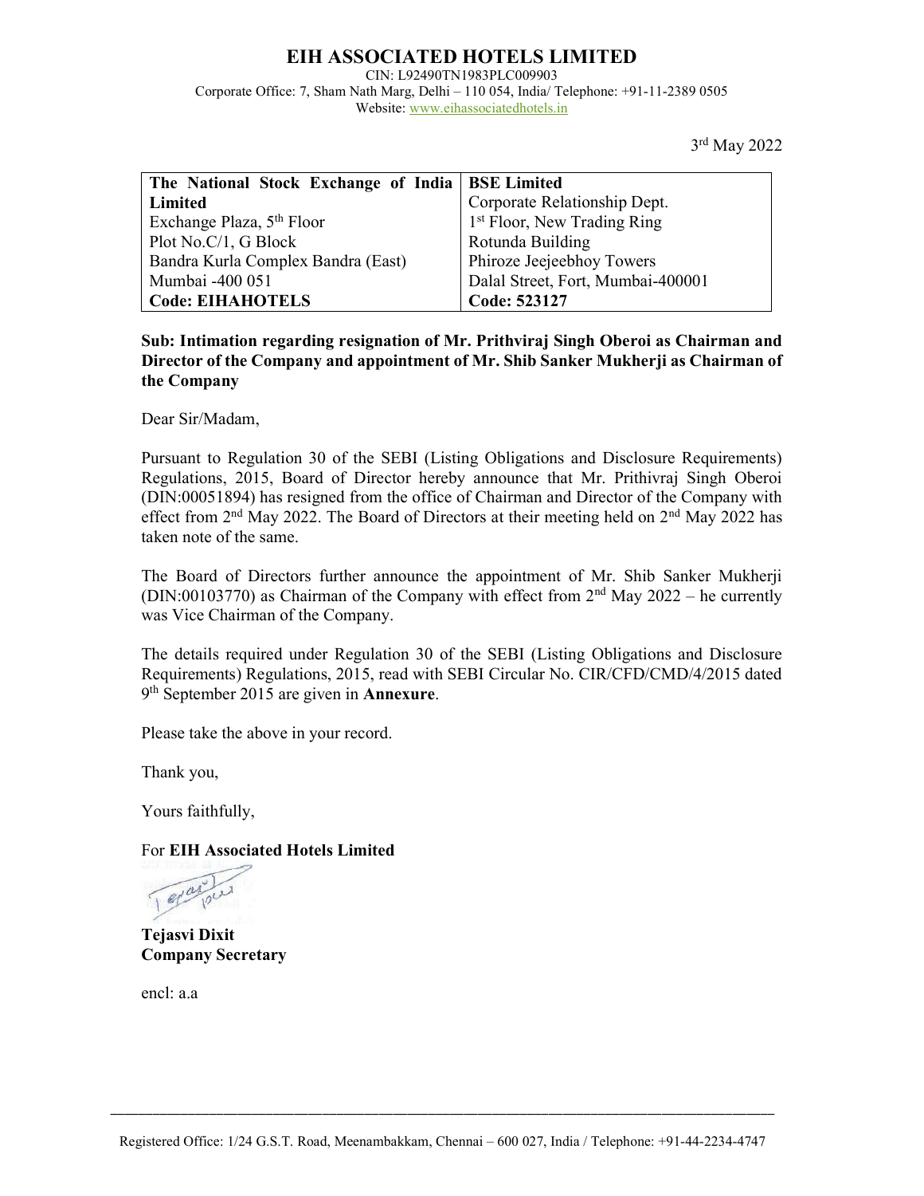# EIH ASSOCIATED HOTELS LIMITED

CIN: L92490TN1983PLC009903
Corporate Office: 7, Sham Nath Marg, Delhi – 110 054, India/ Telephone: +91-11-2389 0505
Website: www.eihassociatedhotels.in

3rd May 2022

| **The National Stock Exchange of India Limited** | **BSE Limited** |
|---|---|
| Exchange Plaza, 5th Floor | Corporate Relationship Dept. |
| Plot No.C/1, G Block | 1st Floor, New Trading Ring |
| Bandra Kurla Complex Bandra (East) | Rotunda Building |
| Mumbai -400 051 | Phiroze Jeejeebhoy Towers |
| | Dalal Street, Fort, Mumbai-400001 |
| **Code: EIHAHOTELS** | **Code: 523127** |

**Sub: Intimation regarding resignation of Mr. Prithviraj Singh Oberoi as Chairman and Director of the Company and appointment of Mr. Shib Sanker Mukherji as Chairman of the Company**

Dear Sir/Madam,

Pursuant to Regulation 30 of the SEBI (Listing Obligations and Disclosure Requirements) Regulations, 2015, Board of Director hereby announce that Mr. Prithviraj Singh Oberoi (DIN:00051894) has resigned from the office of Chairman and Director of the Company with effect from 2nd May 2022. The Board of Directors at their meeting held on 2nd May 2022 has taken note of the same.

The Board of Directors further announce the appointment of Mr. Shib Sanker Mukherji (DIN:00103770) as Chairman of the Company with effect from 2nd May 2022 – he currently was Vice Chairman of the Company.

The details required under Regulation 30 of the SEBI (Listing Obligations and Disclosure Requirements) Regulations, 2015, read with SEBI Circular No. CIR/CFD/CMD/4/2015 dated 9th September 2015 are given in **Annexure**.

Please take the above in your record.

Thank you,

Yours faithfully,

For **EIH Associated Hotels Limited**

**Tejasvi Dixit**
**Company Secretary**

encl: a.a

Registered Office: 1/24 G.S.T. Road, Meenambakkam, Chennai – 600 027, India / Telephone: +91-44-2234-4747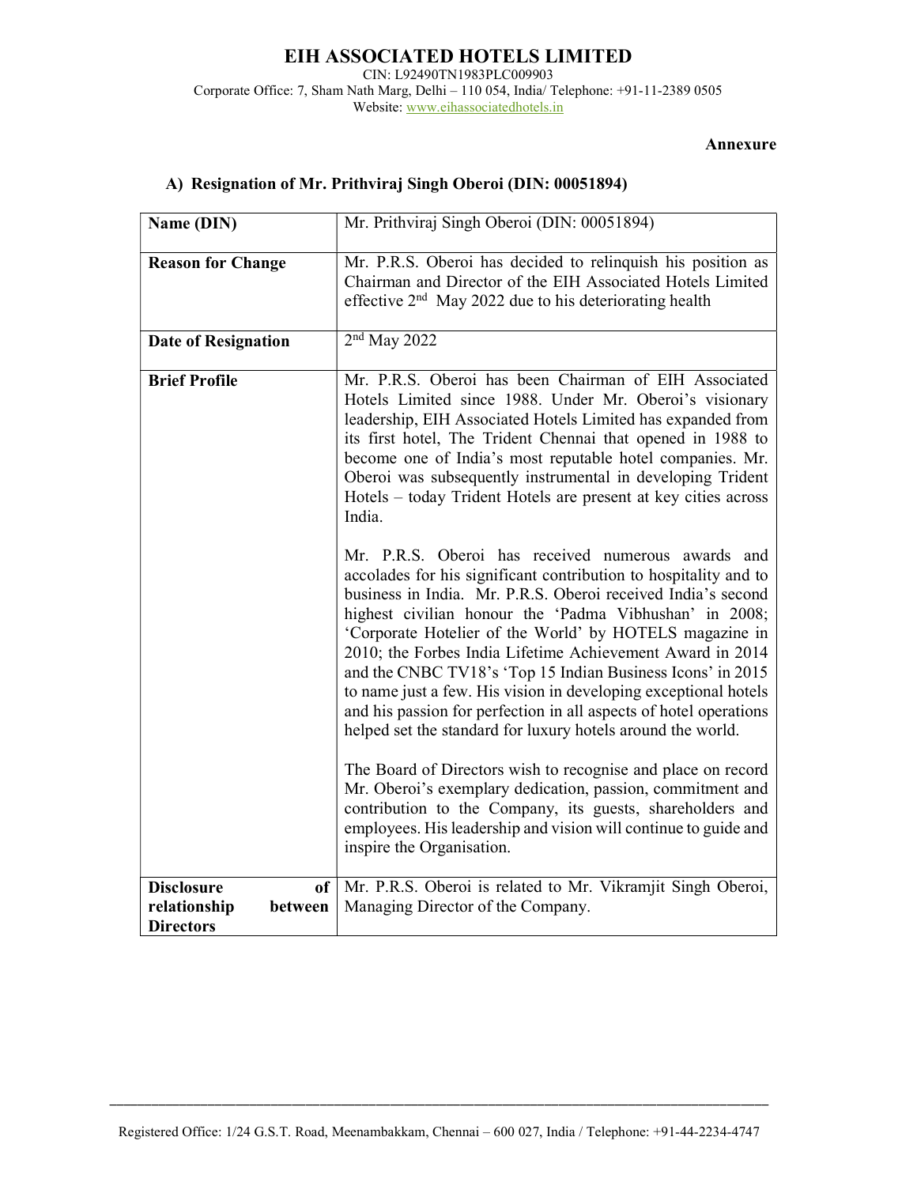# EIH ASSOCIATED HOTELS LIMITED

CIN: L92490TN1983PLC009903
Corporate Office: 7, Sham Nath Marg, Delhi – 110 054, India/ Telephone: +91-11-2389 0505
Website: www.eihassociatedhotels.in

**Annexure**

## A) Resignation of Mr. Prithviraj Singh Oberoi (DIN: 00051894)

| **Name (DIN)** | Mr. Prithviraj Singh Oberoi (DIN: 00051894) |
|---|---|
| **Reason for Change** | Mr. P.R.S. Oberoi has decided to relinquish his position as Chairman and Director of the EIH Associated Hotels Limited effective 2nd May 2022 due to his deteriorating health |
| **Date of Resignation** | 2nd May 2022 |
| **Brief Profile** | Mr. P.R.S. Oberoi has been Chairman of EIH Associated Hotels Limited since 1988. Under Mr. Oberoi's visionary leadership, EIH Associated Hotels Limited has expanded from its first hotel, The Trident Chennai that opened in 1988 to become one of India's most reputable hotel companies. Mr. Oberoi was subsequently instrumental in developing Trident Hotels – today Trident Hotels are present at key cities across India.<br><br>Mr. P.R.S. Oberoi has received numerous awards and accolades for his significant contribution to hospitality and to business in India. Mr. P.R.S. Oberoi received India's second highest civilian honour the 'Padma Vibhushan' in 2008; 'Corporate Hotelier of the World' by HOTELS magazine in 2010; the Forbes India Lifetime Achievement Award in 2014 and the CNBC TV18's 'Top 15 Indian Business Icons' in 2015 to name just a few. His vision in developing exceptional hotels and his passion for perfection in all aspects of hotel operations helped set the standard for luxury hotels around the world.<br><br>The Board of Directors wish to recognise and place on record Mr. Oberoi's exemplary dedication, passion, commitment and contribution to the Company, its guests, shareholders and employees. His leadership and vision will continue to guide and inspire the Organisation. |
| **Disclosure of relationship between Directors** | Mr. P.R.S. Oberoi is related to Mr. Vikramjit Singh Oberoi, Managing Director of the Company. |

Registered Office: 1/24 G.S.T. Road, Meenambakkam, Chennai – 600 027, India / Telephone: +91-44-2234-4747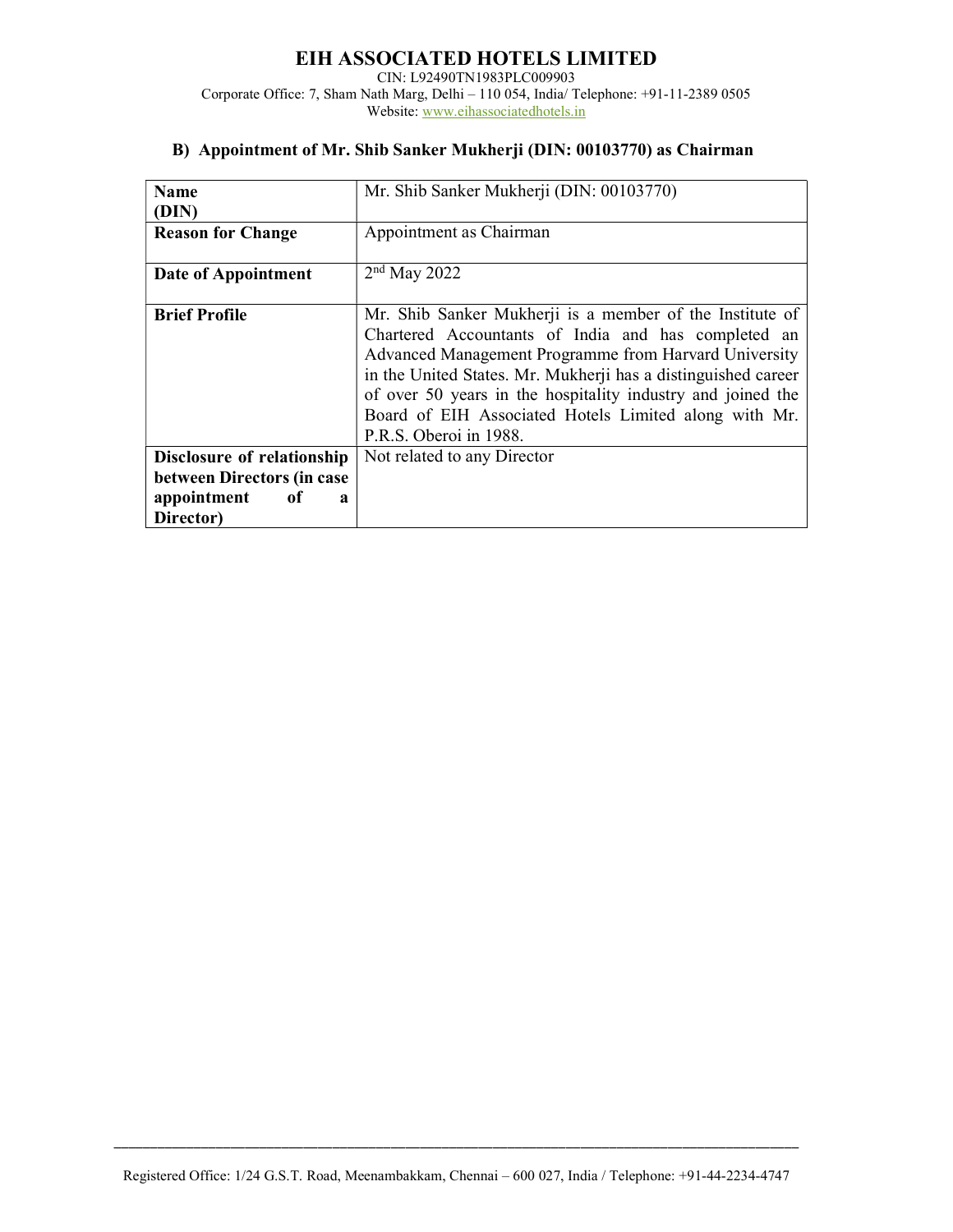# EIH ASSOCIATED HOTELS LIMITED

CIN: L92490TN1983PLC009903
Corporate Office: 7, Sham Nath Marg, Delhi – 110 054, India/ Telephone: +91-11-2389 0505
Website: www.eihassociatedhotels.in

## B) Appointment of Mr. Shib Sanker Mukherji (DIN: 00103770) as Chairman

| | |
|---|---|
| **Name (DIN)** | Mr. Shib Sanker Mukherji (DIN: 00103770) |
| **Reason for Change** | Appointment as Chairman |
| **Date of Appointment** | 2nd May 2022 |
| **Brief Profile** | Mr. Shib Sanker Mukherji is a member of the Institute of Chartered Accountants of India and has completed an Advanced Management Programme from Harvard University in the United States. Mr. Mukherji has a distinguished career of over 50 years in the hospitality industry and joined the Board of EIH Associated Hotels Limited along with Mr. P.R.S. Oberoi in 1988. |
| **Disclosure of relationship between Directors (in case appointment of a Director)** | Not related to any Director |

Registered Office: 1/24 G.S.T. Road, Meenambakkam, Chennai – 600 027, India / Telephone: +91-44-2234-4747